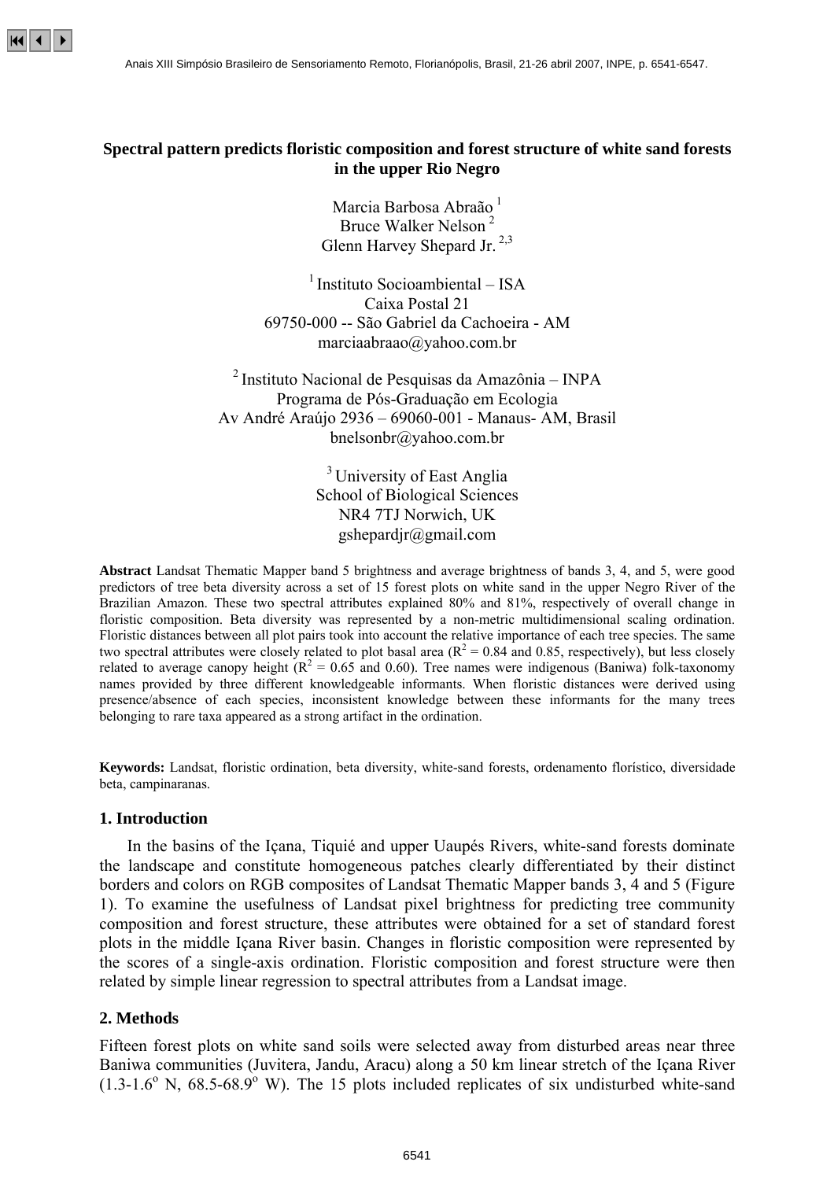# Spectral pattern predicts floristic composition and forest structure of white sand forests in the upper Rio Negro

Marcia Barbosa Abrão [1]
Bruce Walker Nelson [2]
Glenn Harvey Shepard Jr. [2,3]

[1] Instituto Socioambiental – ISA
Caixa Postal 21
69750-000 -- São Gabriel da Cachoeira - AM
marciaabraao@yahoo.com.br

[2] Instituto Nacional de Pesquisas da Amazônia – INPA
Programa de Pós-Graduação em Ecologia
Av André Araújo 2936 – 69060-001 - Manaus- AM, Brasil
bnelsonbr@yahoo.com.br

[3] University of East Anglia
School of Biological Sciences
NR4 7TJ Norwich, UK
gshepardjr@gmail.com

**Abstract** Landsat Thematic Mapper band 5 brightness and average brightness of bands 3, 4, and 5, were good predictors of tree beta diversity across a set of 15 forest plots on white sand in the upper Negro River of the Brazilian Amazon. These two spectral attributes explained 80% and 81%, respectively of overall change in floristic composition. Beta diversity was represented by a non-metric multidimensional scaling ordination. Floristic distances between all plot pairs took into account the relative importance of each tree species. The same two spectral attributes were closely related to plot basal area ($R^2$ = 0.84 and 0.85, respectively), but less closely related to average canopy height ($R^2$ = 0.65 and 0.60). Tree names were indigenous (Baniwa) folk-taxonomy names provided by three different knowledgeable informants. When floristic distances were derived using presence/absence of each species, inconsistent knowledge between these informants for the many trees belonging to rare taxa appeared as a strong artifact in the ordination.

**Keywords:** Landsat, floristic ordination, beta diversity, white-sand forests, ordenamento florístico, diversidade beta, campinaranas.

## 1. Introduction

In the basins of the Içana, Tiquié and upper Uaupés Rivers, white-sand forests dominate the landscape and constitute homogeneous patches clearly differentiated by their distinct borders and colors on RGB composites of Landsat Thematic Mapper bands 3, 4 and 5 (Figure 1). To examine the usefulness of Landsat pixel brightness for predicting tree community composition and forest structure, these attributes were obtained for a set of standard forest plots in the middle Içana River basin. Changes in floristic composition were represented by the scores of a single-axis ordination. Floristic composition and forest structure were then related by simple linear regression to spectral attributes from a Landsat image.

## 2. Methods

Fifteen forest plots on white sand soils were selected away from disturbed areas near three Baniwa communities (Juvitera, Jandu, Aracu) along a 50 km linear stretch of the Içana River (1.3-1.6$^o$ N, 68.5-68.9$^o$ W). The 15 plots included replicates of six undisturbed white-sand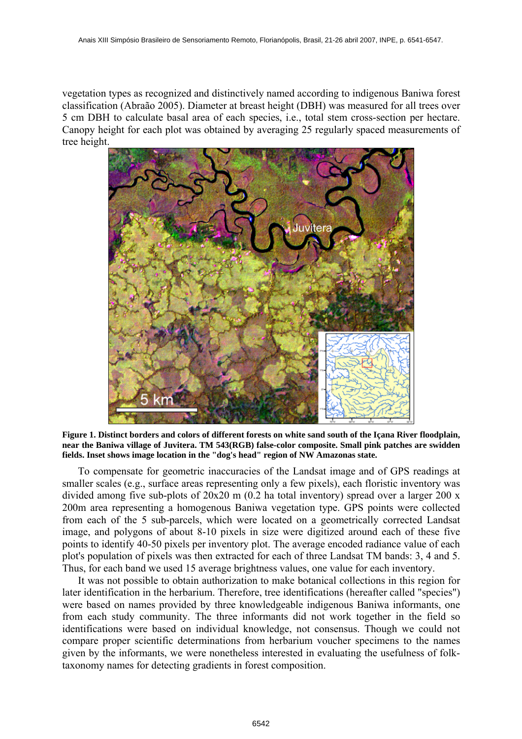vegetation types as recognized and distinctively named according to indigenous Baniwa forest classification (Abrahão 2005). Diameter at breast height (DBH) was measured for all trees over 5 cm DBH to calculate basal area of each species, i.e., total stem cross-section per hectare. Canopy height for each plot was obtained by averaging 25 regularly spaced measurements of tree height.

**Figure 1. Distinct borders and colors of different forests on white sand south of the Içana River floodplain, near the Baniwa village of Juvitera. TM 543(RGB) false-color composite. Small pink patches are swidden fields. Inset shows image location in the "dog's head" region of NW Amazonas state.**

To compensate for geometric inaccuracies of the Landsat image and of GPS readings at smaller scales (e.g., surface areas representing only a few pixels), each floristic inventory was divided among five sub-plots of 20x20 m (0.2 ha total inventory) spread over a larger 200 x 200m area representing a homogenous Baniwa vegetation type. GPS points were collected from each of the 5 sub-parcels, which were located on a geometrically corrected Landsat image, and polygons of about 8-10 pixels in size were digitized around each of these five points to identify 40-50 pixels per inventory plot. The average encoded radiance value of each plot's population of pixels was then extracted for each of three Landsat TM bands: 3, 4 and 5. Thus, for each band we used 15 average brightness values, one value for each inventory.

It was not possible to obtain authorization to make botanical collections in this region for later identification in the herbarium. Therefore, tree identifications (hereafter called "species") were based on names provided by three knowledgeable indigenous Baniwa informants, one from each study community. The three informants did not work together in the field so identifications were based on individual knowledge, not consensus. Though we could not compare proper scientific determinations from herbarium voucher specimens to the names given by the informants, we were nonetheless interested in evaluating the usefulness of folk-taxonomy names for detecting gradients in forest composition.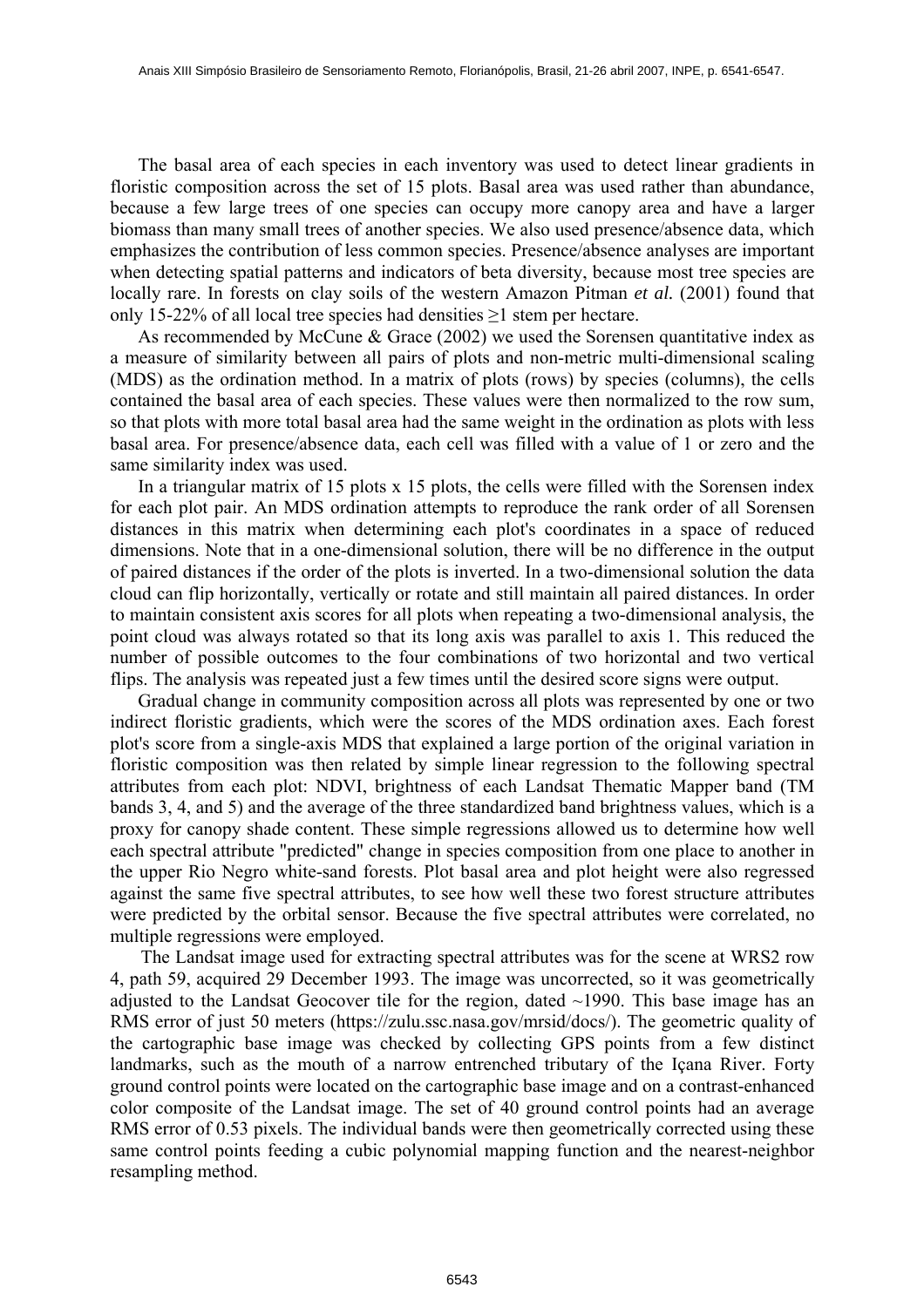The basal area of each species in each inventory was used to detect linear gradients in floristic composition across the set of 15 plots. Basal area was used rather than abundance, because a few large trees of one species can occupy more canopy area and have a larger biomass than many small trees of another species. We also used presence/absence data, which emphasizes the contribution of less common species. Presence/absence analyses are important when detecting spatial patterns and indicators of beta diversity, because most tree species are locally rare. In forests on clay soils of the western Amazon Pitman *et al.* (2001) found that only 15-22% of all local tree species had densities ≥1 stem per hectare.

As recommended by McCune & Grace (2002) we used the Sorensen quantitative index as a measure of similarity between all pairs of plots and non-metric multi-dimensional scaling (MDS) as the ordination method. In a matrix of plots (rows) by species (columns), the cells contained the basal area of each species. These values were then normalized to the row sum, so that plots with more total basal area had the same weight in the ordination as plots with less basal area. For presence/absence data, each cell was filled with a value of 1 or zero and the same similarity index was used.

In a triangular matrix of 15 plots x 15 plots, the cells were filled with the Sorensen index for each plot pair. An MDS ordination attempts to reproduce the rank order of all Sorensen distances in this matrix when determining each plot's coordinates in a space of reduced dimensions. Note that in a one-dimensional solution, there will be no difference in the output of paired distances if the order of the plots is inverted. In a two-dimensional solution the data cloud can flip horizontally, vertically or rotate and still maintain all paired distances. In order to maintain consistent axis scores for all plots when repeating a two-dimensional analysis, the point cloud was always rotated so that its long axis was parallel to axis 1. This reduced the number of possible outcomes to the four combinations of two horizontal and two vertical flips. The analysis was repeated just a few times until the desired score signs were output.

Gradual change in community composition across all plots was represented by one or two indirect floristic gradients, which were the scores of the MDS ordination axes. Each forest plot's score from a single-axis MDS that explained a large portion of the original variation in floristic composition was then related by simple linear regression to the following spectral attributes from each plot: NDVI, brightness of each Landsat Thematic Mapper band (TM bands 3, 4, and 5) and the average of the three standardized band brightness values, which is a proxy for canopy shade content. These simple regressions allowed us to determine how well each spectral attribute "predicted" change in species composition from one place to another in the upper Rio Negro white-sand forests. Plot basal area and plot height were also regressed against the same five spectral attributes, to see how well these two forest structure attributes were predicted by the orbital sensor. Because the five spectral attributes were correlated, no multiple regressions were employed.

The Landsat image used for extracting spectral attributes was for the scene at WRS2 row 4, path 59, acquired 29 December 1993. The image was uncorrected, so it was geometrically adjusted to the Landsat Geocover tile for the region, dated ~1990. This base image has an RMS error of just 50 meters (https://zulu.ssc.nasa.gov/mrsid/docs/). The geometric quality of the cartographic base image was checked by collecting GPS points from a few distinct landmarks, such as the mouth of a narrow entrenched tributary of the Içana River. Forty ground control points were located on the cartographic base image and on a contrast-enhanced color composite of the Landsat image. The set of 40 ground control points had an average RMS error of 0.53 pixels. The individual bands were then geometrically corrected using these same control points feeding a cubic polynomial mapping function and the nearest-neighbor resampling method.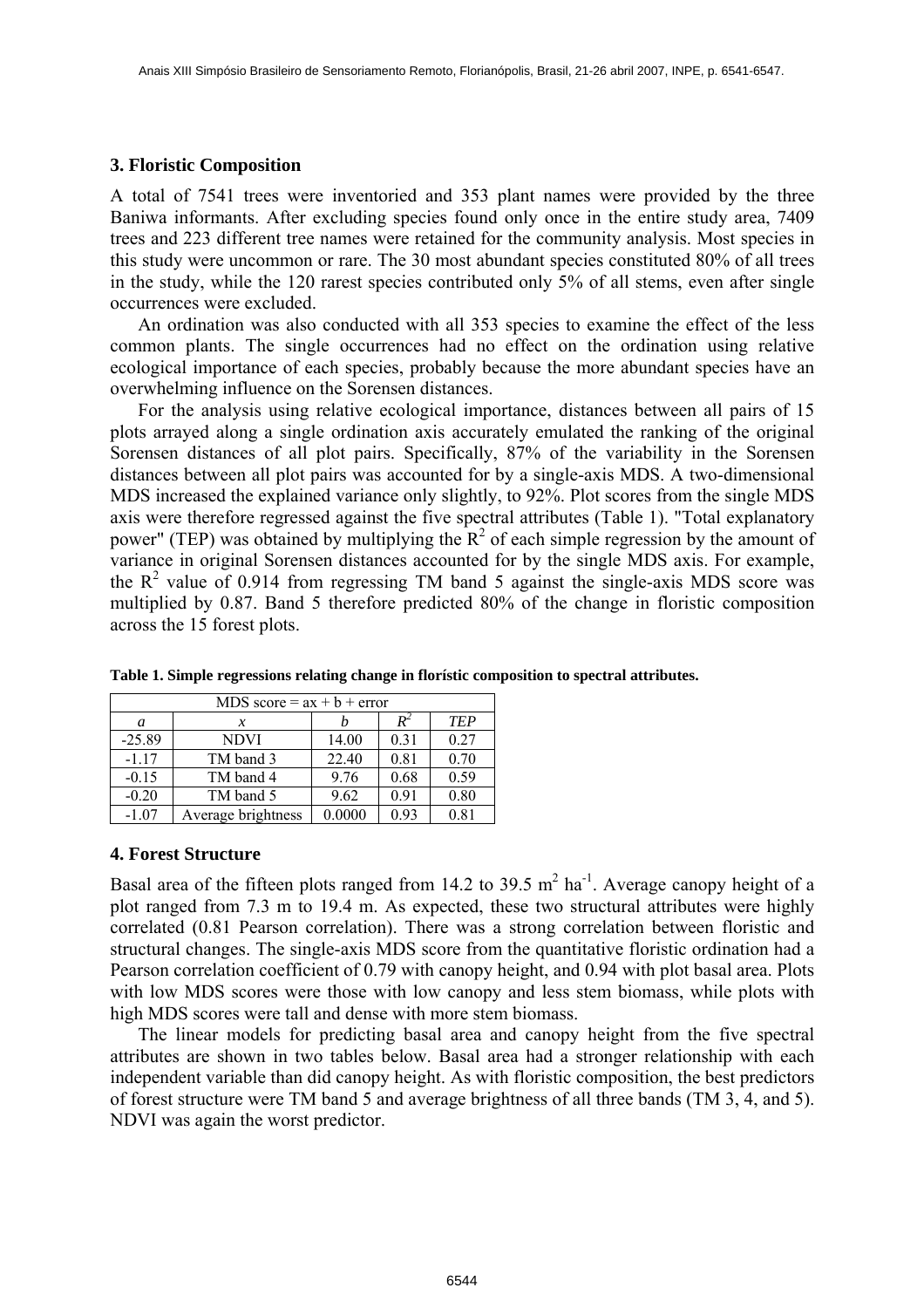## 3. Floristic Composition

A total of 7541 trees were inventoried and 353 plant names were provided by the three Baniwa informants. After excluding species found only once in the entire study area, 7409 trees and 223 different tree names were retained for the community analysis. Most species in this study were uncommon or rare. The 30 most abundant species constituted 80% of all trees in the study, while the 120 rarest species contributed only 5% of all stems, even after single occurrences were excluded.

An ordination was also conducted with all 353 species to examine the effect of the less common plants. The single occurrences had no effect on the ordination using relative ecological importance of each species, probably because the more abundant species have an overwhelming influence on the Sorensen distances.

For the analysis using relative ecological importance, distances between all pairs of 15 plots arrayed along a single ordination axis accurately emulated the ranking of the original Sorensen distances of all plot pairs. Specifically, 87% of the variability in the Sorensen distances between all plot pairs was accounted for by a single-axis MDS. A two-dimensional MDS increased the explained variance only slightly, to 92%. Plot scores from the single MDS axis were therefore regressed against the five spectral attributes (Table 1). "Total explanatory power" (TEP) was obtained by multiplying the $R^2$ of each simple regression by the amount of variance in original Sorensen distances accounted for by the single MDS axis. For example, the $R^2$ value of 0.914 from regressing TM band 5 against the single-axis MDS score was multiplied by 0.87. Band 5 therefore predicted 80% of the change in floristic composition across the 15 forest plots.

**Table 1. Simple regressions relating change in florístic composition to spectral attributes.**

| MDS score = ax + b + error | | | | |
|---|---|---|---|---|
| *a* | *x* | *b* | $R^2$ | *TEP* |
| -25.89 | NDVI | 14.00 | 0.31 | 0.27 |
| -1.17 | TM band 3 | 22.40 | 0.81 | 0.70 |
| -0.15 | TM band 4 | 9.76 | 0.68 | 0.59 |
| -0.20 | TM band 5 | 9.62 | 0.91 | 0.80 |
| -1.07 | Average brightness | 0.0000 | 0.93 | 0.81 |

## 4. Forest Structure

Basal area of the fifteen plots ranged from 14.2 to 39.5 $m^2\ ha^{-1}$. Average canopy height of a plot ranged from 7.3 m to 19.4 m. As expected, these two structural attributes were highly correlated (0.81 Pearson correlation). There was a strong correlation between floristic and structural changes. The single-axis MDS score from the quantitative floristic ordination had a Pearson correlation coefficient of 0.79 with canopy height, and 0.94 with plot basal area. Plots with low MDS scores were those with low canopy and less stem biomass, while plots with high MDS scores were tall and dense with more stem biomass.

The linear models for predicting basal area and canopy height from the five spectral attributes are shown in two tables below. Basal area had a stronger relationship with each independent variable than did canopy height. As with floristic composition, the best predictors of forest structure were TM band 5 and average brightness of all three bands (TM 3, 4, and 5). NDVI was again the worst predictor.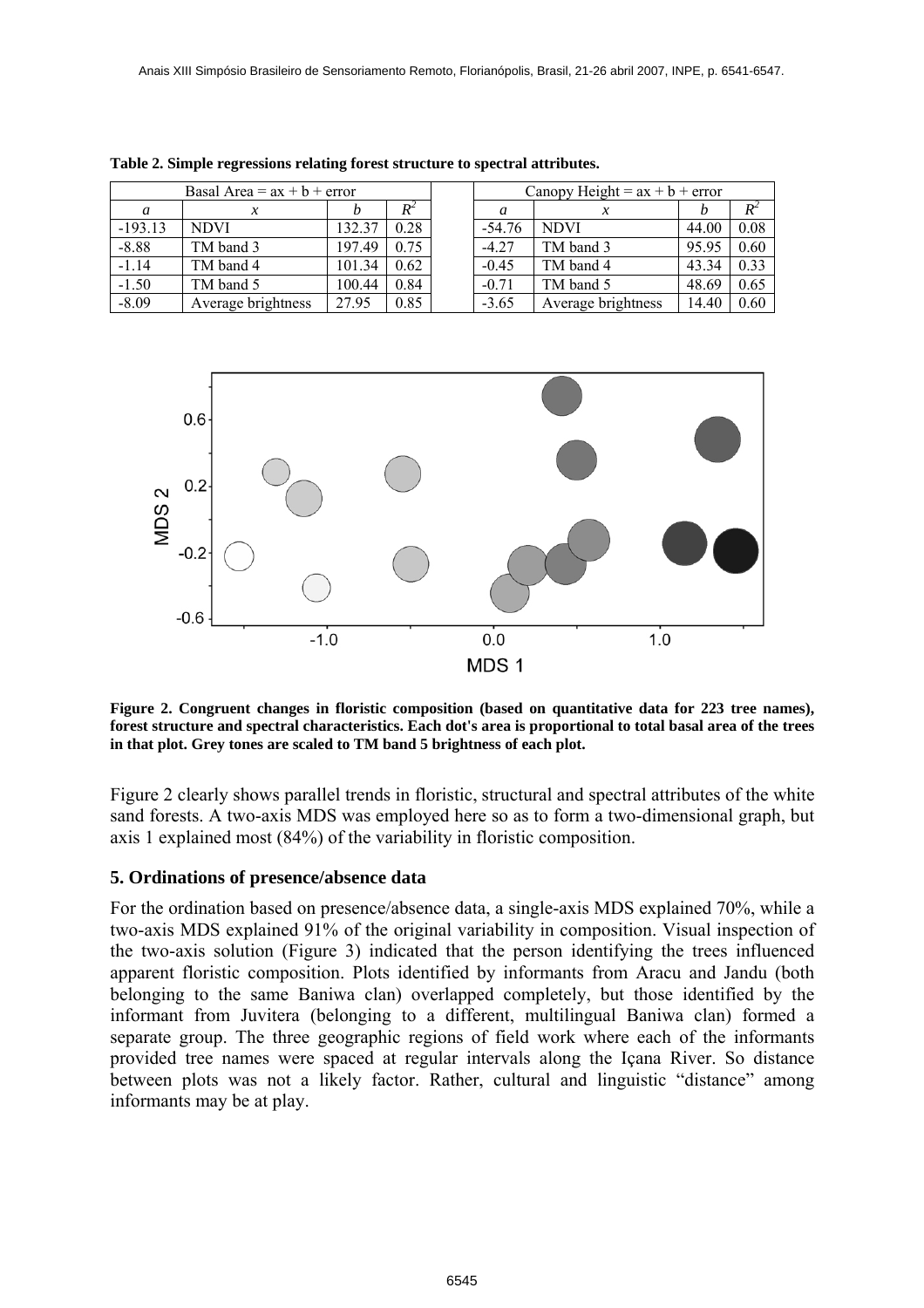**Table 2. Simple regressions relating forest structure to spectral attributes.**

| Basal Area = ax + b + error | | | | | Canopy Height = ax + b + error | | | |
|---|---|---|---|---|---|---|---|---|
| *a* | *x* | *b* | $R^2$ | | *a* | *x* | *b* | $R^2$ |
| -193.13 | NDVI | 132.37 | 0.28 | | -54.76 | NDVI | 44.00 | 0.08 |
| -8.88 | TM band 3 | 197.49 | 0.75 | | -4.27 | TM band 3 | 95.95 | 0.60 |
| -1.14 | TM band 4 | 101.34 | 0.62 | | -0.45 | TM band 4 | 43.34 | 0.33 |
| -1.50 | TM band 5 | 100.44 | 0.84 | | -0.71 | TM band 5 | 48.69 | 0.65 |
| -8.09 | Average brightness | 27.95 | 0.85 | | -3.65 | Average brightness | 14.40 | 0.60 |

**Figure 2. Congruent changes in floristic composition (based on quantitative data for 223 tree names), forest structure and spectral characteristics. Each dot's area is proportional to total basal area of the trees in that plot. Grey tones are scaled to TM band 5 brightness of each plot.**

Figure 2 clearly shows parallel trends in floristic, structural and spectral attributes of the white sand forests. A two-axis MDS was employed here so as to form a two-dimensional graph, but axis 1 explained most (84%) of the variability in floristic composition.

## 5. Ordinations of presence/absence data

For the ordination based on presence/absence data, a single-axis MDS explained 70%, while a two-axis MDS explained 91% of the original variability in composition. Visual inspection of the two-axis solution (Figure 3) indicated that the person identifying the trees influenced apparent floristic composition. Plots identified by informants from Aracu and Jandu (both belonging to the same Baniwa clan) overlapped completely, but those identified by the informant from Juvitera (belonging to a different, multilingual Baniwa clan) formed a separate group. The three geographic regions of field work where each of the informants provided tree names were spaced at regular intervals along the Içana River. So distance between plots was not a likely factor. Rather, cultural and linguistic "distance" among informants may be at play.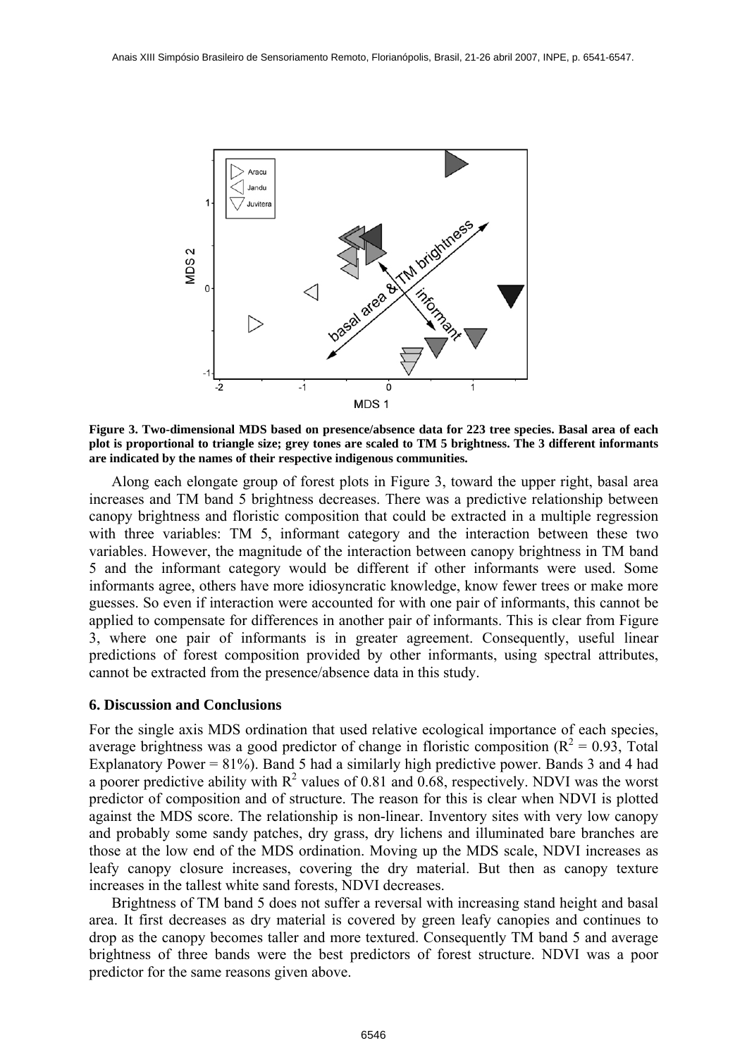**Figure 3. Two-dimensional MDS based on presence/absence data for 223 tree species. Basal area of each plot is proportional to triangle size; grey tones are scaled to TM 5 brightness. The 3 different informants are indicated by the names of their respective indigenous communities.**

Along each elongate group of forest plots in Figure 3, toward the upper right, basal area increases and TM band 5 brightness decreases. There was a predictive relationship between canopy brightness and floristic composition that could be extracted in a multiple regression with three variables: TM 5, informant category and the interaction between these two variables. However, the magnitude of the interaction between canopy brightness in TM band 5 and the informant category would be different if other informants were used. Some informants agree, others have more idiosyncratic knowledge, know fewer trees or make more guesses. So even if interaction were accounted for with one pair of informants, this cannot be applied to compensate for differences in another pair of informants. This is clear from Figure 3, where one pair of informants is in greater agreement. Consequently, useful linear predictions of forest composition provided by other informants, using spectral attributes, cannot be extracted from the presence/absence data in this study.

## 6. Discussion and Conclusions

For the single axis MDS ordination that used relative ecological importance of each species, average brightness was a good predictor of change in floristic composition ($R^2 = 0.93$, Total Explanatory Power = 81%). Band 5 had a similarly high predictive power. Bands 3 and 4 had a poorer predictive ability with $R^2$ values of 0.81 and 0.68, respectively. NDVI was the worst predictor of composition and of structure. The reason for this is clear when NDVI is plotted against the MDS score. The relationship is non-linear. Inventory sites with very low canopy and probably some sandy patches, dry grass, dry lichens and illuminated bare branches are those at the low end of the MDS ordination. Moving up the MDS scale, NDVI increases as leafy canopy closure increases, covering the dry material. But then as canopy texture increases in the tallest white sand forests, NDVI decreases.

Brightness of TM band 5 does not suffer a reversal with increasing stand height and basal area. It first decreases as dry material is covered by green leafy canopies and continues to drop as the canopy becomes taller and more textured. Consequently TM band 5 and average brightness of three bands were the best predictors of forest structure. NDVI was a poor predictor for the same reasons given above.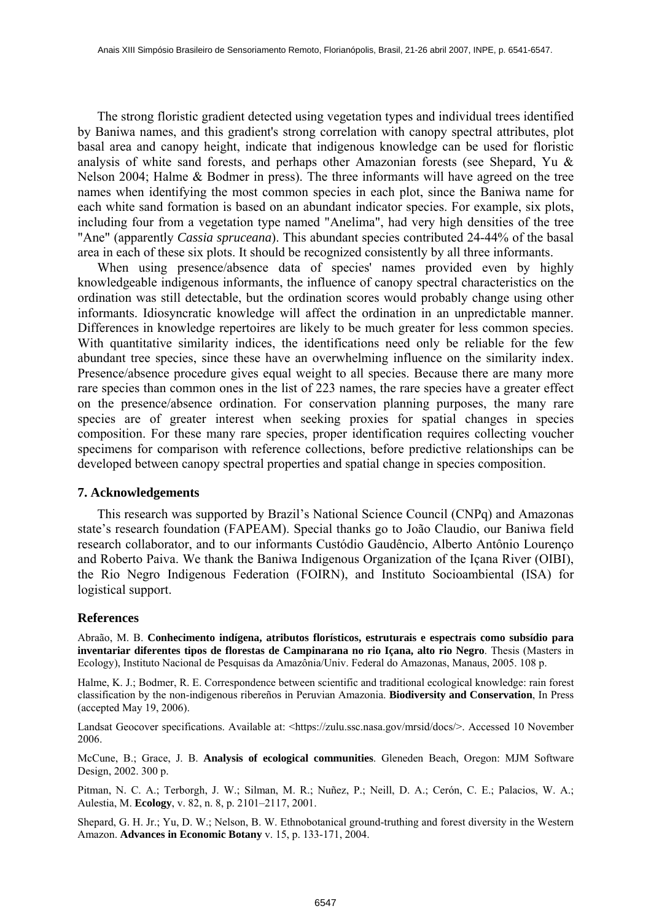The strong floristic gradient detected using vegetation types and individual trees identified by Baniwa names, and this gradient's strong correlation with canopy spectral attributes, plot basal area and canopy height, indicate that indigenous knowledge can be used for floristic analysis of white sand forests, and perhaps other Amazonian forests (see Shepard, Yu & Nelson 2004; Halme & Bodmer in press). The three informants will have agreed on the tree names when identifying the most common species in each plot, since the Baniwa name for each white sand formation is based on an abundant indicator species. For example, six plots, including four from a vegetation type named "Anelima", had very high densities of the tree "Ane" (apparently *Cassia spruceana*). This abundant species contributed 24-44% of the basal area in each of these six plots. It should be recognized consistently by all three informants.

When using presence/absence data of species' names provided even by highly knowledgeable indigenous informants, the influence of canopy spectral characteristics on the ordination was still detectable, but the ordination scores would probably change using other informants. Idiosyncratic knowledge will affect the ordination in an unpredictable manner. Differences in knowledge repertoires are likely to be much greater for less common species. With quantitative similarity indices, the identifications need only be reliable for the few abundant tree species, since these have an overwhelming influence on the similarity index. Presence/absence procedure gives equal weight to all species. Because there are many more rare species than common ones in the list of 223 names, the rare species have a greater effect on the presence/absence ordination. For conservation planning purposes, the many rare species are of greater interest when seeking proxies for spatial changes in species composition. For these many rare species, proper identification requires collecting voucher specimens for comparison with reference collections, before predictive relationships can be developed between canopy spectral properties and spatial change in species composition.

## 7. Acknowledgements

This research was supported by Brazil's National Science Council (CNPq) and Amazonas state's research foundation (FAPEAM). Special thanks go to João Claudio, our Baniwa field research collaborator, and to our informants Custódio Gaudêncio, Alberto Antônio Lourenço and Roberto Paiva. We thank the Baniwa Indigenous Organization of the Içana River (OIBI), the Rio Negro Indigenous Federation (FOIRN), and Instituto Socioambiental (ISA) for logistical support.

## References

Abraão, M. B. **Conhecimento indígena, atributos florísticos, estruturais e espectrais como subsídio para inventariar diferentes tipos de florestas de Campinarana no rio Içana, alto rio Negro**. Thesis (Masters in Ecology), Instituto Nacional de Pesquisas da Amazônia/Univ. Federal do Amazonas, Manaus, 2005. 108 p.

Halme, K. J.; Bodmer, R. E. Correspondence between scientific and traditional ecological knowledge: rain forest classification by the non-indigenous ribereños in Peruvian Amazonia. **Biodiversity and Conservation**, In Press (accepted May 19, 2006).

Landsat Geocover specifications. Available at: <https://zulu.ssc.nasa.gov/mrsid/docs/>. Accessed 10 November 2006.

McCune, B.; Grace, J. B. **Analysis of ecological communities**. Gleneden Beach, Oregon: MJM Software Design, 2002. 300 p.

Pitman, N. C. A.; Terborgh, J. W.; Silman, M. R.; Nuñez, P.; Neill, D. A.; Cerón, C. E.; Palacios, W. A.; Aulestia, M. **Ecology**, v. 82, n. 8, p. 2101–2117, 2001.

Shepard, G. H. Jr.; Yu, D. W.; Nelson, B. W. Ethnobotanical ground-truthing and forest diversity in the Western Amazon. **Advances in Economic Botany** v. 15, p. 133-171, 2004.